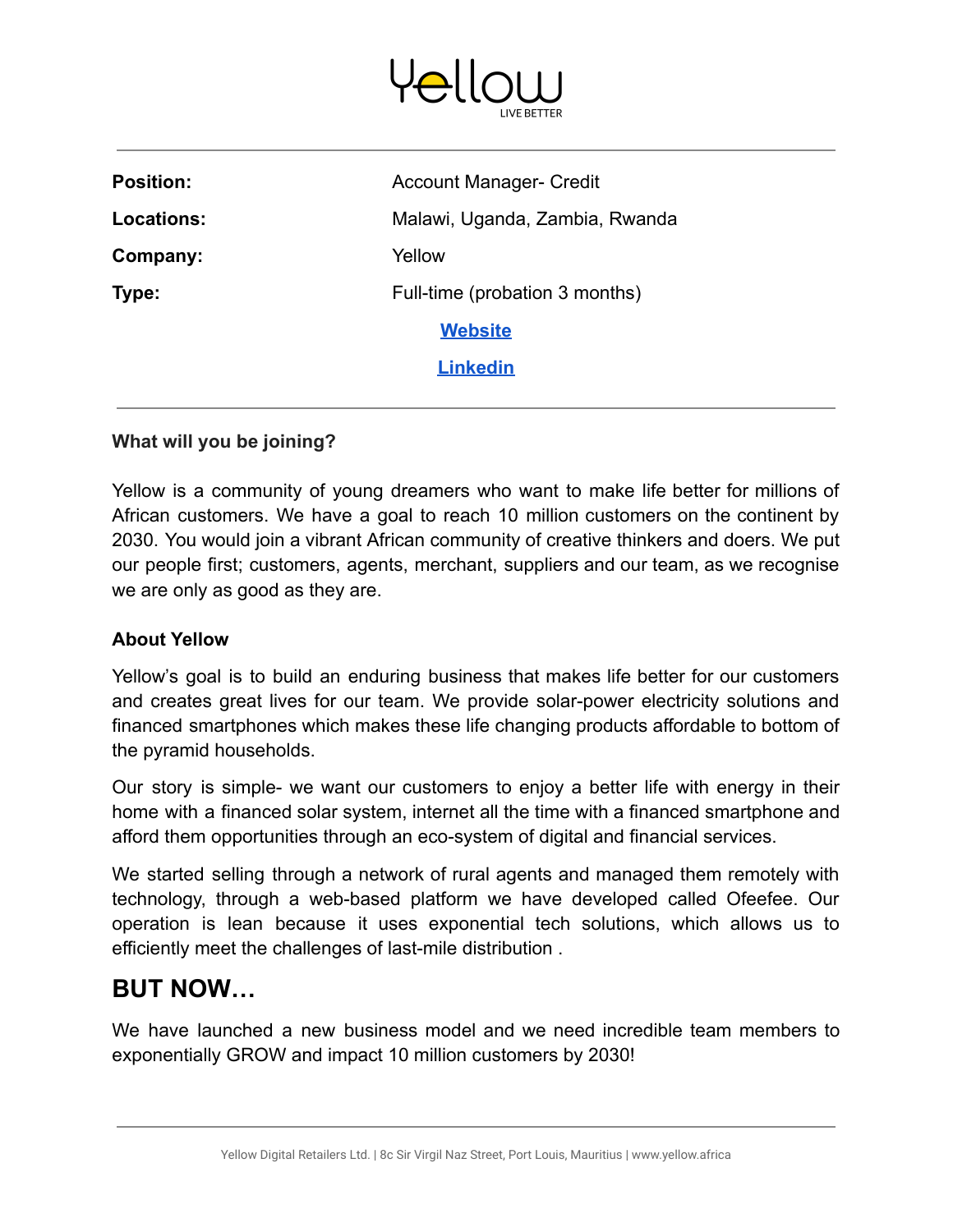# Yellow

LIVE BETTER

| | |
|---|---|
| **Position:** | Account Manager- Credit |
| **Locations:** | Malawi, Uganda, Zambia, Rwanda |
| **Company:** | Yellow |
| **Type:** | Full-time (probation 3 months) |
| | **Website** |
| | **Linkedin** |

### What will you be joining?

Yellow is a community of young dreamers who want to make life better for millions of African customers. We have a goal to reach 10 million customers on the continent by 2030. You would join a vibrant African community of creative thinkers and doers. We put our people first; customers, agents, merchant, suppliers and our team, as we recognise we are only as good as they are.

### About Yellow

Yellow's goal is to build an enduring business that makes life better for our customers and creates great lives for our team. We provide solar-power electricity solutions and financed smartphones which makes these life changing products affordable to bottom of the pyramid households.

Our story is simple- we want our customers to enjoy a better life with energy in their home with a financed solar system, internet all the time with a financed smartphone and afford them opportunities through an eco-system of digital and financial services.

We started selling through a network of rural agents and managed them remotely with technology, through a web-based platform we have developed called Ofeefee. Our operation is lean because it uses exponential tech solutions, which allows us to efficiently meet the challenges of last-mile distribution .

## BUT NOW…

We have launched a new business model and we need incredible team members to exponentially GROW and impact 10 million customers by 2030!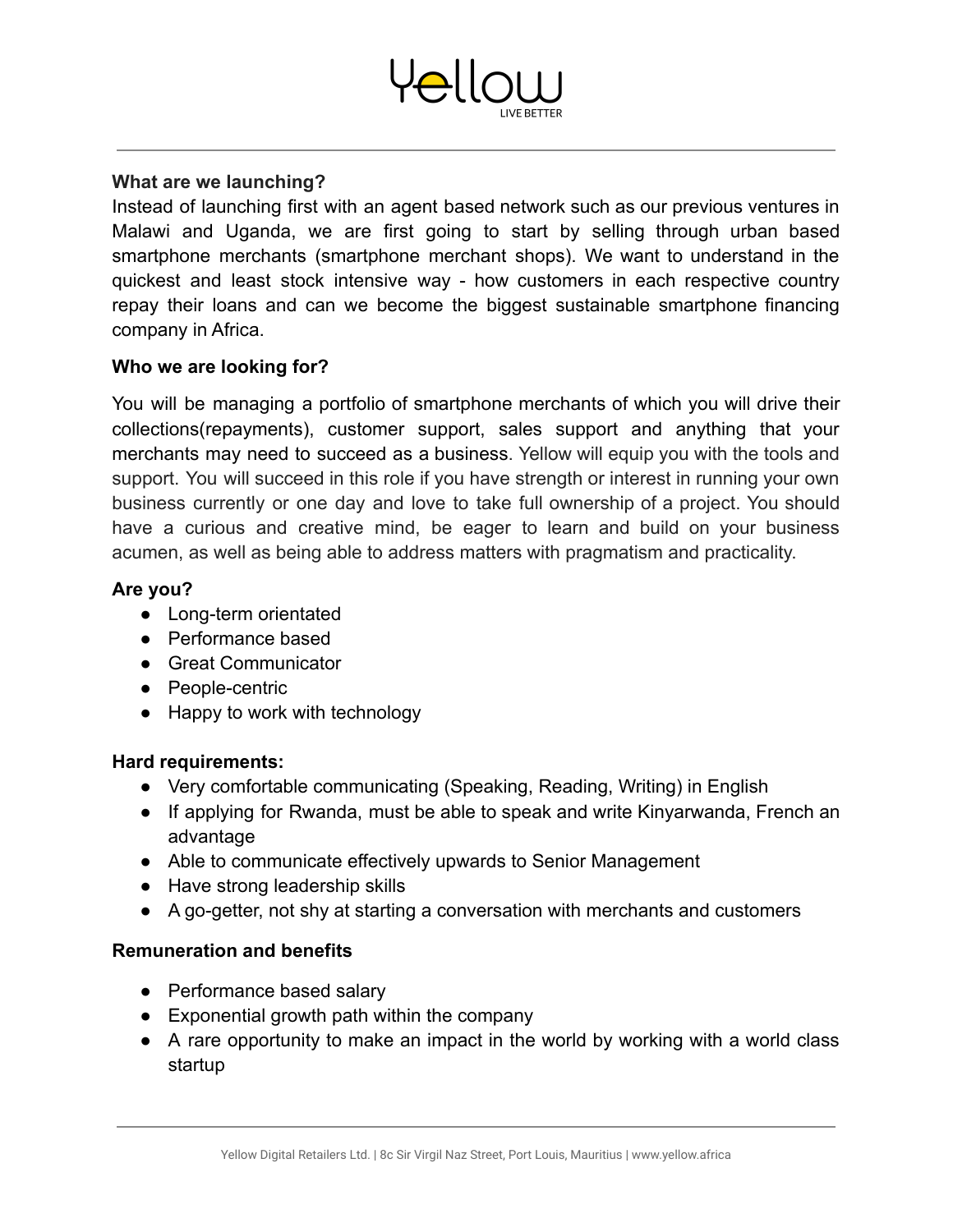**What are we launching?**

Instead of launching first with an agent based network such as our previous ventures in Malawi and Uganda, we are first going to start by selling through urban based smartphone merchants (smartphone merchant shops). We want to understand in the quickest and least stock intensive way - how customers in each respective country repay their loans and can we become the biggest sustainable smartphone financing company in Africa.

**Who we are looking for?**

You will be managing a portfolio of smartphone merchants of which you will drive their collections(repayments), customer support, sales support and anything that your merchants may need to succeed as a business. Yellow will equip you with the tools and support. You will succeed in this role if you have strength or interest in running your own business currently or one day and love to take full ownership of a project. You should have a curious and creative mind, be eager to learn and build on your business acumen, as well as being able to address matters with pragmatism and practicality.

**Are you?**

- Long-term orientated
- Performance based
- Great Communicator
- People-centric
- Happy to work with technology

**Hard requirements:**

- Very comfortable communicating (Speaking, Reading, Writing) in English
- If applying for Rwanda, must be able to speak and write Kinyarwanda, French an advantage
- Able to communicate effectively upwards to Senior Management
- Have strong leadership skills
- A go-getter, not shy at starting a conversation with merchants and customers

**Remuneration and benefits**

- Performance based salary
- Exponential growth path within the company
- A rare opportunity to make an impact in the world by working with a world class startup